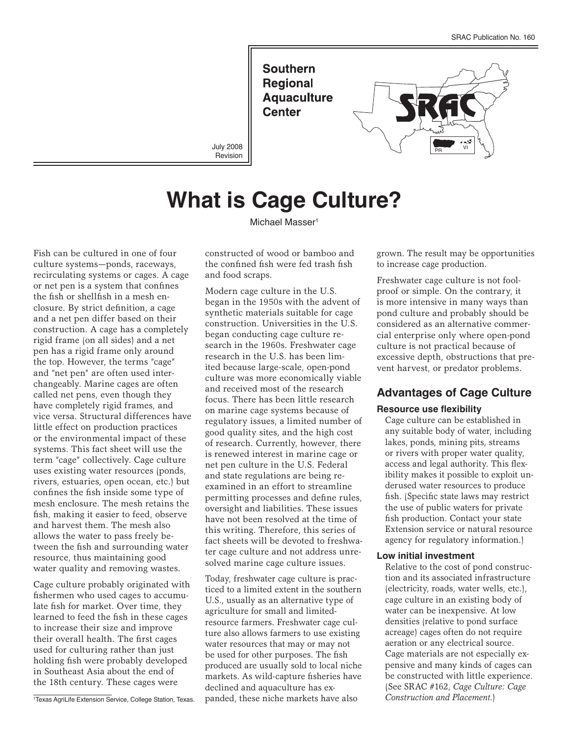SRAC Publication No. 160

**Southern Regional Aquaculture Center**

July 2008 Revision

# What is Cage Culture?

Michael Masser[1]

Fish can be cultured in one of four culture systems—ponds, raceways, recirculating systems or cages. A cage or net pen is a system that confines the fish or shellfish in a mesh enclosure. By strict definition, a cage and a net pen differ based on their construction. A cage has a completely rigid frame (on all sides) and a net pen has a rigid frame only around the top. However, the terms "cage" and "net pen" are often used interchangeably. Marine cages are often called net pens, even though they have completely rigid frames, and vice versa. Structural differences have little effect on production practices or the environmental impact of these systems. This fact sheet will use the term "cage" collectively. Cage culture uses existing water resources (ponds, rivers, estuaries, open ocean, etc.) but confines the fish inside some type of mesh enclosure. The mesh retains the fish, making it easier to feed, observe and harvest them. The mesh also allows the water to pass freely between the fish and surrounding water resource, thus maintaining good water quality and removing wastes.

Cage culture probably originated with fishermen who used cages to accumulate fish for market. Over time, they learned to feed the fish in these cages to increase their size and improve their overall health. The first cages used for culturing rather than just holding fish were probably developed in Southeast Asia about the end of the 18th century. These cages were constructed of wood or bamboo and the confined fish were fed trash fish and food scraps.

Modern cage culture in the U.S. began in the 1950s with the advent of synthetic materials suitable for cage construction. Universities in the U.S. began conducting cage culture research in the 1960s. Freshwater cage research in the U.S. has been limited because large-scale, open-pond culture was more economically viable and received most of the research focus. There has been little research on marine cage systems because of regulatory issues, a limited number of good quality sites, and the high cost of research. Currently, however, there is renewed interest in marine cage or net pen culture in the U.S. Federal and state regulations are being reexamined in an effort to streamline permitting processes and define rules, oversight and liabilities. These issues have not been resolved at the time of this writing. Therefore, this series of fact sheets will be devoted to freshwater cage culture and not address unresolved marine cage culture issues.

Today, freshwater cage culture is practiced to a limited extent in the southern U.S., usually as an alternative type of agriculture for small and limited-resource farmers. Freshwater cage culture also allows farmers to use existing water resources that may or may not be used for other purposes. The fish produced are usually sold to local niche markets. As wild-capture fisheries have declined and aquaculture has expanded, these niche markets have also grown. The result may be opportunities to increase cage production.

Freshwater cage culture is not foolproof or simple. On the contrary, it is more intensive in many ways than pond culture and probably should be considered as an alternative commercial enterprise only where open-pond culture is not practical because of excessive depth, obstructions that prevent harvest, or predator problems.

## Advantages of Cage Culture

### Resource use flexibility

Cage culture can be established in any suitable body of water, including lakes, ponds, mining pits, streams or rivers with proper water quality, access and legal authority. This flexibility makes it possible to exploit underused water resources to produce fish. (Specific state laws may restrict the use of public waters for private fish production. Contact your state Extension service or natural resource agency for regulatory information.)

### Low initial investment

Relative to the cost of pond construction and its associated infrastructure (electricity, roads, water wells, etc.), cage culture in an existing body of water can be inexpensive. At low densities (relative to pond surface acreage) cages often do not require aeration or any electrical source. Cage materials are not especially expensive and many kinds of cages can be constructed with little experience. (See SRAC #162, *Cage Culture: Cage Construction and Placement.*)

[1]Texas AgriLife Extension Service, College Station, Texas.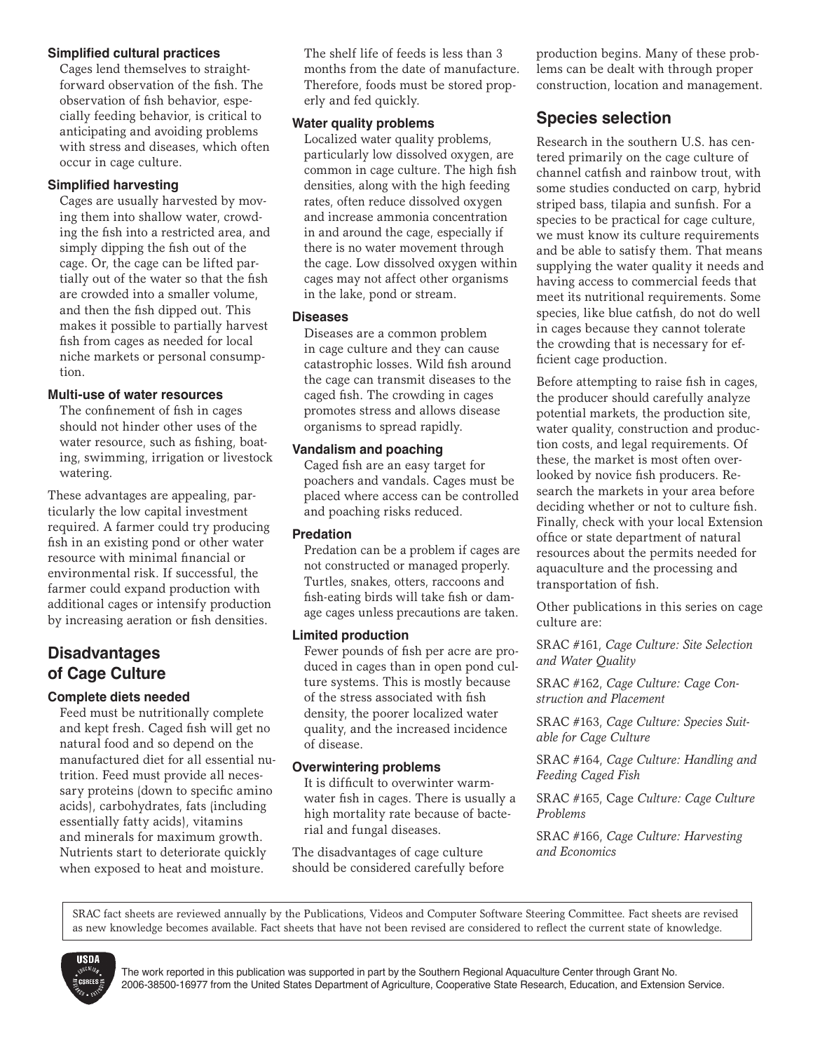**Simplified cultural practices**

Cages lend themselves to straightforward observation of the fish. The observation of fish behavior, especially feeding behavior, is critical to anticipating and avoiding problems with stress and diseases, which often occur in cage culture.

**Simplified harvesting**

Cages are usually harvested by moving them into shallow water, crowding the fish into a restricted area, and simply dipping the fish out of the cage. Or, the cage can be lifted partially out of the water so that the fish are crowded into a smaller volume, and then the fish dipped out. This makes it possible to partially harvest fish from cages as needed for local niche markets or personal consumption.

**Multi-use of water resources**

The confinement of fish in cages should not hinder other uses of the water resource, such as fishing, boating, swimming, irrigation or livestock watering.

These advantages are appealing, particularly the low capital investment required. A farmer could try producing fish in an existing pond or other water resource with minimal financial or environmental risk. If successful, the farmer could expand production with additional cages or intensify production by increasing aeration or fish densities.

## Disadvantages of Cage Culture

**Complete diets needed**

Feed must be nutritionally complete and kept fresh. Caged fish will get no natural food and so depend on the manufactured diet for all essential nutrition. Feed must provide all necessary proteins (down to specific amino acids), carbohydrates, fats (including essentially fatty acids), vitamins and minerals for maximum growth. Nutrients start to deteriorate quickly when exposed to heat and moisture. The shelf life of feeds is less than 3 months from the date of manufacture. Therefore, foods must be stored properly and fed quickly.

**Water quality problems**

Localized water quality problems, particularly low dissolved oxygen, are common in cage culture. The high fish densities, along with the high feeding rates, often reduce dissolved oxygen and increase ammonia concentration in and around the cage, especially if there is no water movement through the cage. Low dissolved oxygen within cages may not affect other organisms in the lake, pond or stream.

**Diseases**

Diseases are a common problem in cage culture and they can cause catastrophic losses. Wild fish around the cage can transmit diseases to the caged fish. The crowding in cages promotes stress and allows disease organisms to spread rapidly.

**Vandalism and poaching**

Caged fish are an easy target for poachers and vandals. Cages must be placed where access can be controlled and poaching risks reduced.

**Predation**

Predation can be a problem if cages are not constructed or managed properly. Turtles, snakes, otters, raccoons and fish-eating birds will take fish or damage cages unless precautions are taken.

**Limited production**

Fewer pounds of fish per acre are produced in cages than in open pond culture systems. This is mostly because of the stress associated with fish density, the poorer localized water quality, and the increased incidence of disease.

**Overwintering problems**

It is difficult to overwinter warmwater fish in cages. There is usually a high mortality rate because of bacterial and fungal diseases.

The disadvantages of cage culture should be considered carefully before production begins. Many of these problems can be dealt with through proper construction, location and management.

## Species selection

Research in the southern U.S. has centered primarily on the cage culture of channel catfish and rainbow trout, with some studies conducted on carp, hybrid striped bass, tilapia and sunfish. For a species to be practical for cage culture, we must know its culture requirements and be able to satisfy them. That means supplying the water quality it needs and having access to commercial feeds that meet its nutritional requirements. Some species, like blue catfish, do not do well in cages because they cannot tolerate the crowding that is necessary for efficient cage production.

Before attempting to raise fish in cages, the producer should carefully analyze potential markets, the production site, water quality, construction and production costs, and legal requirements. Of these, the market is most often overlooked by novice fish producers. Research the markets in your area before deciding whether or not to culture fish. Finally, check with your local Extension office or state department of natural resources about the permits needed for aquaculture and the processing and transportation of fish.

Other publications in this series on cage culture are:

SRAC #161, *Cage Culture: Site Selection and Water Quality*

SRAC #162, *Cage Culture: Cage Construction and Placement*

SRAC #163, *Cage Culture: Species Suitable for Cage Culture*

SRAC #164, *Cage Culture: Handling and Feeding Caged Fish*

SRAC #165, Cage *Culture: Cage Culture Problems*

SRAC #166, *Cage Culture: Harvesting and Economics*

SRAC fact sheets are reviewed annually by the Publications, Videos and Computer Software Steering Committee. Fact sheets are revised as new knowledge becomes available. Fact sheets that have not been revised are considered to reflect the current state of knowledge.

The work reported in this publication was supported in part by the Southern Regional Aquaculture Center through Grant No. 2006-38500-16977 from the United States Department of Agriculture, Cooperative State Research, Education, and Extension Service.